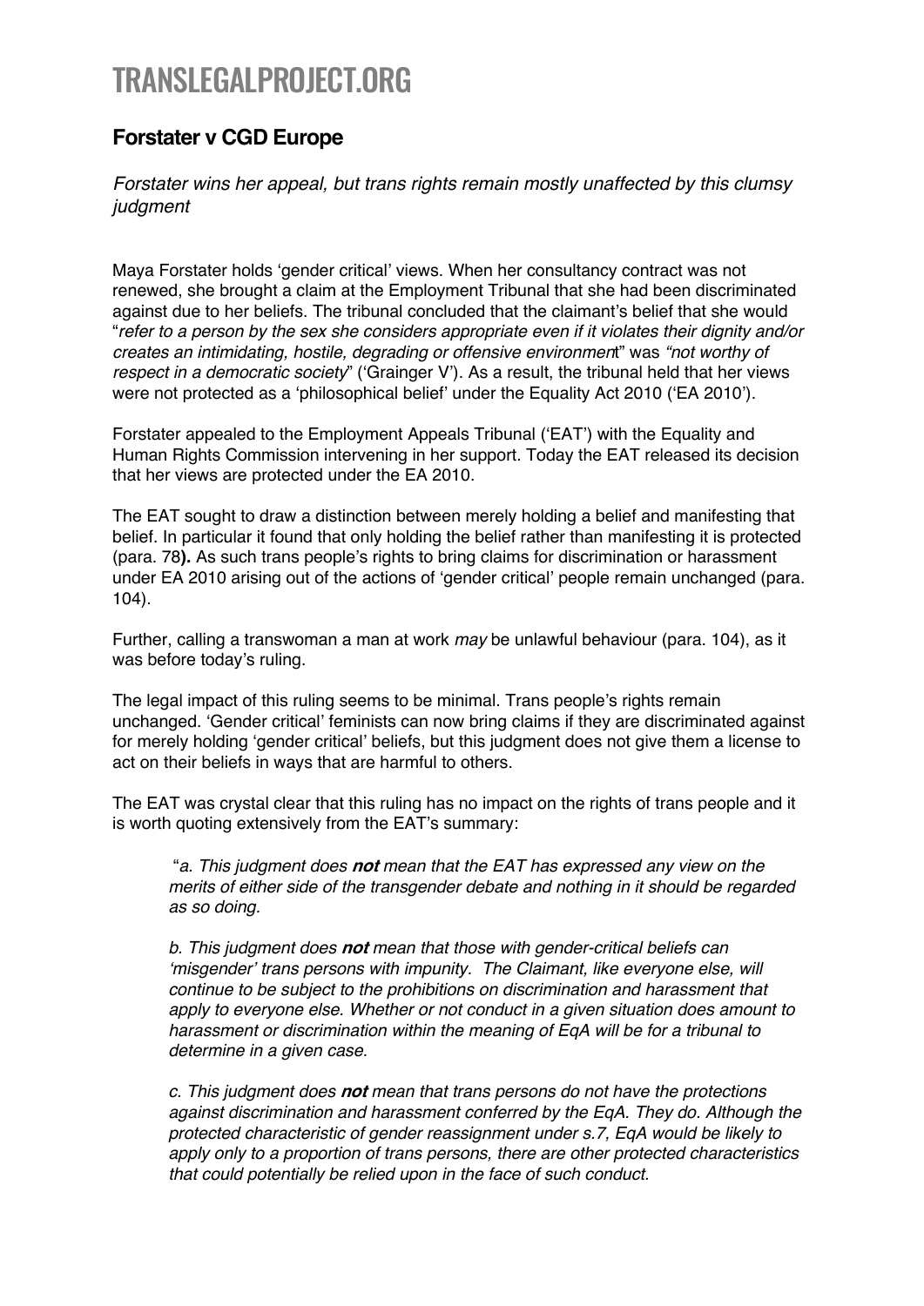# TRANSLEGALPROJECT.ORG

## Forstater v CGD Europe

*Forstater wins her appeal, but trans rights remain mostly unaffected by this clumsy judgment*

Maya Forstater holds 'gender critical' views. When her consultancy contract was not renewed, she brought a claim at the Employment Tribunal that she had been discriminated against due to her beliefs. The tribunal concluded that the claimant's belief that she would "*refer to a person by the sex she considers appropriate even if it violates their dignity and/or creates an intimidating, hostile, degrading or offensive environment*" was *"not worthy of respect in a democratic society*" ('Grainger V'). As a result, the tribunal held that her views were not protected as a 'philosophical belief' under the Equality Act 2010 ('EA 2010').

Forstater appealed to the Employment Appeals Tribunal ('EAT') with the Equality and Human Rights Commission intervening in her support. Today the EAT released its decision that her views are protected under the EA 2010.

The EAT sought to draw a distinction between merely holding a belief and manifesting that belief. In particular it found that only holding the belief rather than manifesting it is protected (para. 78**).** As such trans people's rights to bring claims for discrimination or harassment under EA 2010 arising out of the actions of 'gender critical' people remain unchanged (para. 104).

Further, calling a transwoman a man at work *may* be unlawful behaviour (para. 104), as it was before today's ruling.

The legal impact of this ruling seems to be minimal. Trans people's rights remain unchanged. 'Gender critical' feminists can now bring claims if they are discriminated against for merely holding 'gender critical' beliefs, but this judgment does not give them a license to act on their beliefs in ways that are harmful to others.

The EAT was crystal clear that this ruling has no impact on the rights of trans people and it is worth quoting extensively from the EAT's summary:

> "*a. This judgment does* ***not*** *mean that the EAT has expressed any view on the merits of either side of the transgender debate and nothing in it should be regarded as so doing.*
>
> *b. This judgment does* ***not*** *mean that those with gender-critical beliefs can 'misgender' trans persons with impunity. The Claimant, like everyone else, will continue to be subject to the prohibitions on discrimination and harassment that apply to everyone else. Whether or not conduct in a given situation does amount to harassment or discrimination within the meaning of EqA will be for a tribunal to determine in a given case.*
>
> *c. This judgment does* ***not*** *mean that trans persons do not have the protections against discrimination and harassment conferred by the EqA. They do. Although the protected characteristic of gender reassignment under s.7, EqA would be likely to apply only to a proportion of trans persons, there are other protected characteristics that could potentially be relied upon in the face of such conduct.*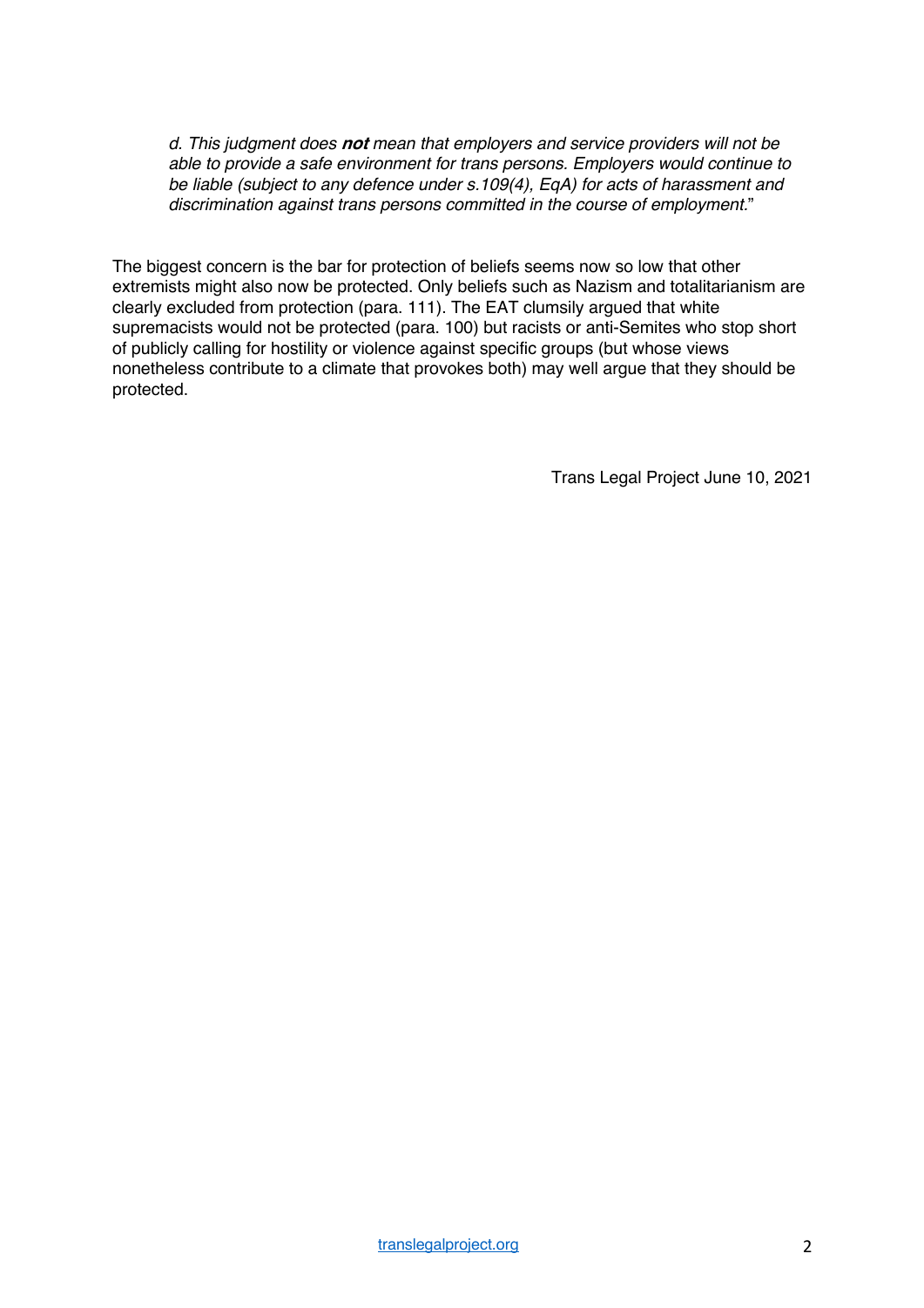*d. This judgment does **not** mean that employers and service providers will not be able to provide a safe environment for trans persons. Employers would continue to be liable (subject to any defence under s.109(4), EqA) for acts of harassment and discrimination against trans persons committed in the course of employment.*"

The biggest concern is the bar for protection of beliefs seems now so low that other extremists might also now be protected. Only beliefs such as Nazism and totalitarianism are clearly excluded from protection (para. 111). The EAT clumsily argued that white supremacists would not be protected (para. 100) but racists or anti-Semites who stop short of publicly calling for hostility or violence against specific groups (but whose views nonetheless contribute to a climate that provokes both) may well argue that they should be protected.

Trans Legal Project June 10, 2021